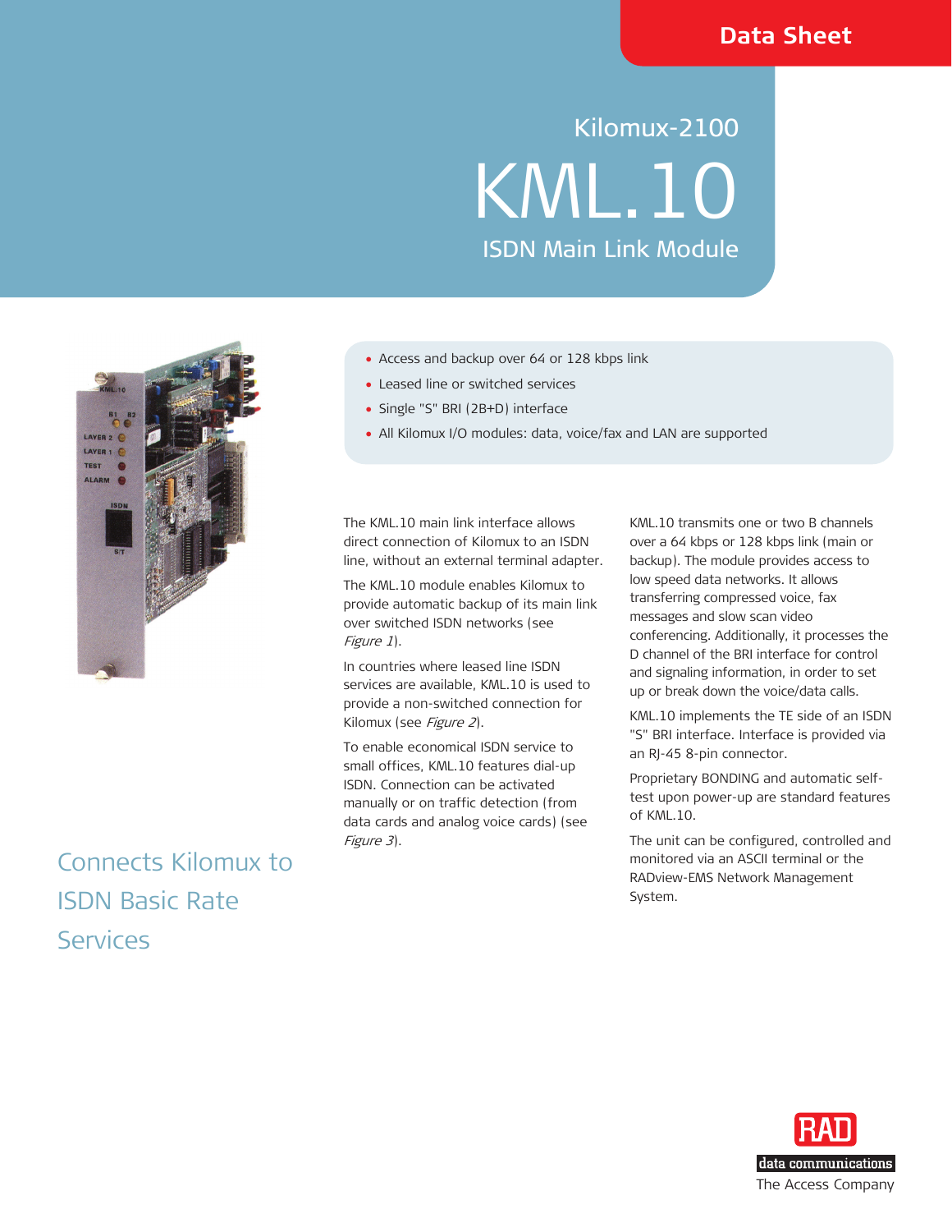Data Sheet

# Kilomux-2100

# KML.10

## ISDN Main Link Module

- Access and backup over 64 or 128 kbps link
- Leased line or switched services
- Single "S" BRI (2B+D) interface
- All Kilomux I/O modules: data, voice/fax and LAN are supported

The KML.10 main link interface allows direct connection of Kilomux to an ISDN line, without an external terminal adapter.

The KML.10 module enables Kilomux to provide automatic backup of its main link over switched ISDN networks (see *Figure 1*).

In countries where leased line ISDN services are available, KML.10 is used to provide a non-switched connection for Kilomux (see *Figure 2*).

To enable economical ISDN service to small offices, KML.10 features dial-up ISDN. Connection can be activated manually or on traffic detection (from data cards and analog voice cards) (see *Figure 3*).

KML.10 transmits one or two B channels over a 64 kbps or 128 kbps link (main or backup). The module provides access to low speed data networks. It allows transferring compressed voice, fax messages and slow scan video conferencing. Additionally, it processes the D channel of the BRI interface for control and signaling information, in order to set up or break down the voice/data calls.

KML.10 implements the TE side of an ISDN "S" BRI interface. Interface is provided via an RJ-45 8-pin connector.

Proprietary BONDING and automatic self-test upon power-up are standard features of KML.10.

The unit can be configured, controlled and monitored via an ASCII terminal or the RADview-EMS Network Management System.

## Connects Kilomux to ISDN Basic Rate Services

RAD data communications
The Access Company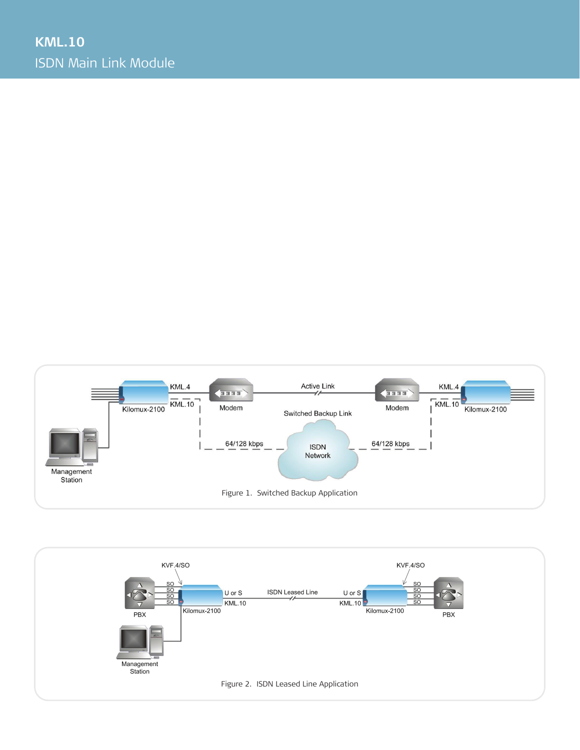# KML.10

## ISDN Main Link Module

Figure 1.  Switched Backup Application

Figure 2.  ISDN Leased Line Application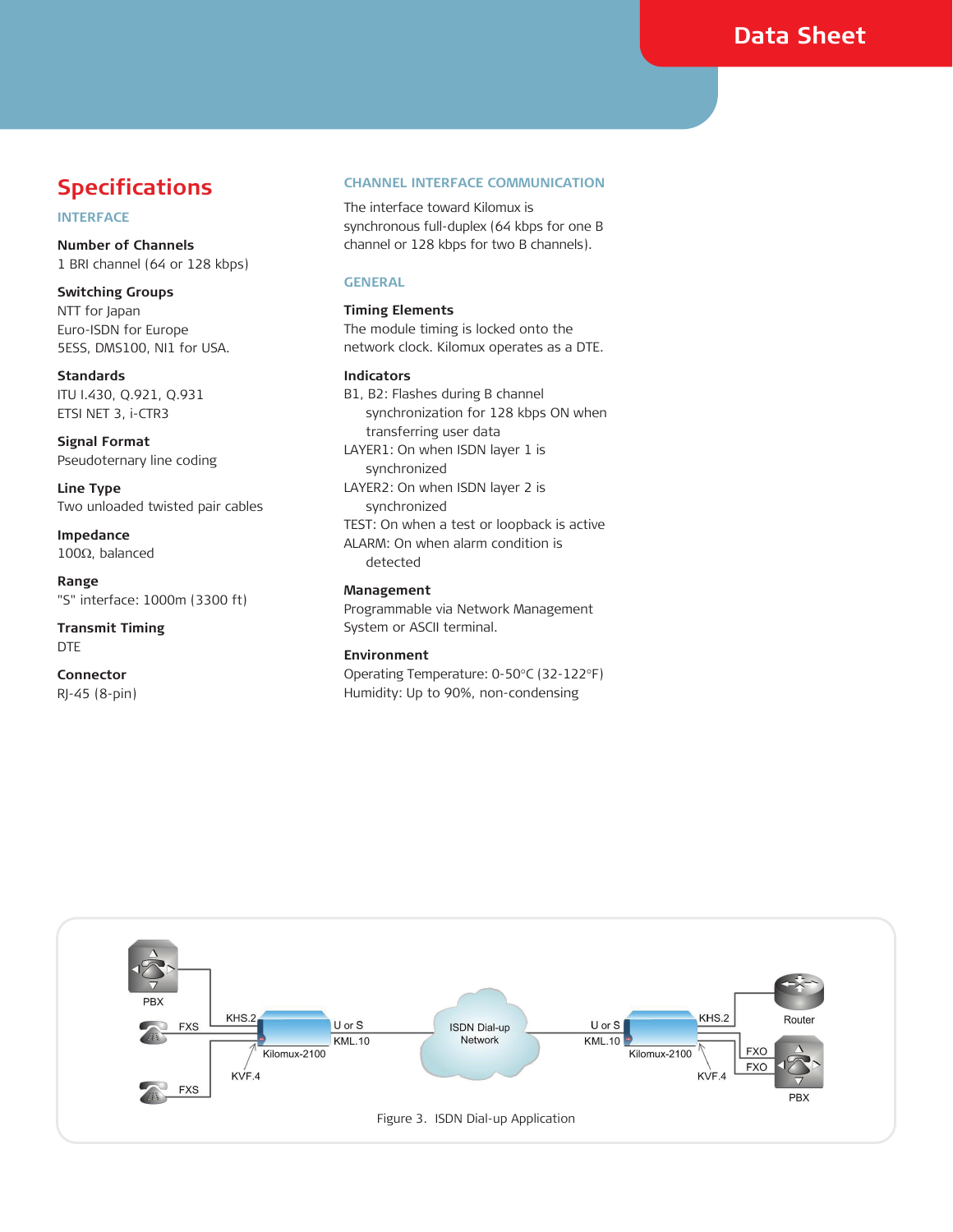## Specifications

### INTERFACE

**Number of Channels**
1 BRI channel (64 or 128 kbps)

**Switching Groups**
NTT for Japan
Euro-ISDN for Europe
5ESS, DMS100, NI1 for USA.

**Standards**
ITU I.430, Q.921, Q.931
ETSI NET 3, i-CTR3

**Signal Format**
Pseudoternary line coding

**Line Type**
Two unloaded twisted pair cables

**Impedance**
100Ω, balanced

**Range**
"S" interface: 1000m (3300 ft)

**Transmit Timing**
DTE

**Connector**
RJ-45 (8-pin)

### CHANNEL INTERFACE COMMUNICATION

The interface toward Kilomux is synchronous full-duplex (64 kbps for one B channel or 128 kbps for two B channels).

### GENERAL

**Timing Elements**
The module timing is locked onto the network clock. Kilomux operates as a DTE.

**Indicators**
B1, B2: Flashes during B channel synchronization for 128 kbps ON when transferring user data
LAYER1: On when ISDN layer 1 is synchronized
LAYER2: On when ISDN layer 2 is synchronized
TEST: On when a test or loopback is active
ALARM: On when alarm condition is detected

**Management**
Programmable via Network Management System or ASCII terminal.

**Environment**
Operating Temperature: 0-50°C (32-122°F)
Humidity: Up to 90%, non-condensing

Figure 3. ISDN Dial-up Application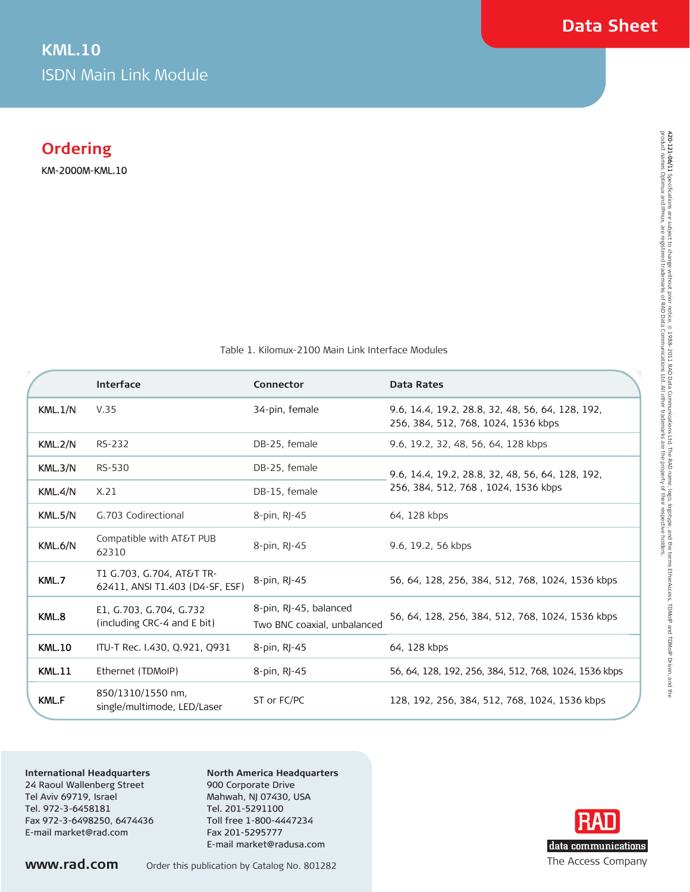# KML.10

ISDN Main Link Module

Data Sheet

## Ordering

KM-2000M-KML.10

Table 1. Kilomux-2100 Main Link Interface Modules

| | Interface | Connector | Data Rates |
|---|---|---|---|
| KML.1/N | V.35 | 34-pin, female | 9.6, 14.4, 19.2, 28.8, 32, 48, 56, 64, 128, 192, 256, 384, 512, 768, 1024, 1536 kbps |
| KML.2/N | RS-232 | DB-25, female | 9.6, 19.2, 32, 48, 56, 64, 128 kbps |
| KML.3/N | RS-530 | DB-25, female | 9.6, 14.4, 19.2, 28.8, 32, 48, 56, 64, 128, 192, 256, 384, 512, 768 , 1024, 1536 kbps |
| KML.4/N | X.21 | DB-15, female | |
| KML.5/N | G.703 Codirectional | 8-pin, RJ-45 | 64, 128 kbps |
| KML.6/N | Compatible with AT&T PUB 62310 | 8-pin, RJ-45 | 9.6, 19.2, 56 kbps |
| KML.7 | T1 G.703, G.704, AT&T TR-62411, ANSI T1.403 (D4-SF, ESF) | 8-pin, RJ-45 | 56, 64, 128, 256, 384, 512, 768, 1024, 1536 kbps |
| KML.8 | E1, G.703, G.704, G.732 (including CRC-4 and E bit) | 8-pin, RJ-45, balanced<br>Two BNC coaxial, unbalanced | 56, 64, 128, 256, 384, 512, 768, 1024, 1536 kbps |
| KML.10 | ITU-T Rec. I.430, Q.921, Q931 | 8-pin, RJ-45 | 64, 128 kbps |
| KML.11 | Ethernet (TDMoIP) | 8-pin, RJ-45 | 56, 64, 128, 192, 256, 384, 512, 768, 1024, 1536 kbps |
| KML.F | 850/1310/1550 nm, single/multimode, LED/Laser | ST or FC/PC | 128, 192, 256, 384, 512, 768, 1024, 1536 kbps |

420-121-06/11 Specifications are subject to change without prior notice. © 1988–2011 RAD Data Communications Ltd. The RAD name, logo, logotype, and the terms EtherAccess, TDMoIP and TDMoIP Driven, and the product names Optimux and IPmux, are registered trademarks of RAD Data Communications Ltd. All other trademarks are the property of their respective holders.

**International Headquarters**
24 Raoul Wallenberg Street
Tel Aviv 69719, Israel
Tel. 972-3-6458181
Fax 972-3-6498250, 6474436
E-mail market@rad.com

**North America Headquarters**
900 Corporate Drive
Mahwah, NJ 07430, USA
Tel. 201-5291100
Toll free 1-800-4447234
Fax 201-5295777
E-mail market@radusa.com

**www.rad.com**

Order this publication by Catalog No. 801282

RAD data communications
The Access Company